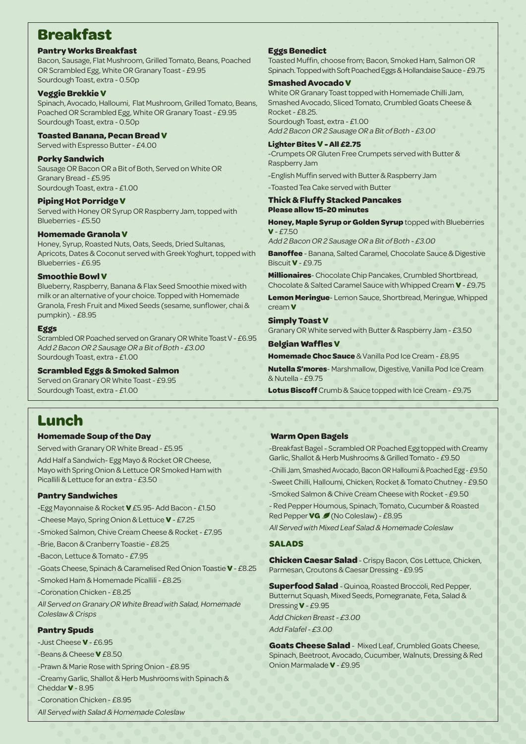# Breakfast

### Pantry Works Breakfast

Bacon, Sausage, Flat Mushroom, Grilled Tomato, Beans, Poached OR Scrambled Egg, White OR Granary Toast - £9.95
Sourdough Toast, extra - 0.50p

### Veggie Brekkie V

Spinach, Avocado, Halloumi, Flat Mushroom, Grilled Tomato, Beans, Poached OR Scrambled Egg, White OR Granary Toast - £9.95
Sourdough Toast, extra - 0.50p

### Toasted Banana, Pecan Bread V

Served with Espresso Butter - £4.00

### Porky Sandwich

Sausage OR Bacon OR a Bit of Both, Served on White OR Granary Bread - £5.95
Sourdough Toast, extra - £1.00

### Piping Hot Porridge V

Served with Honey OR Syrup OR Raspberry Jam, topped with Blueberries - £5.50

### Homemade Granola V

Honey, Syrup, Roasted Nuts, Oats, Seeds, Dried Sultanas, Apricots, Dates & Coconut served with Greek Yoghurt, topped with Blueberries - £6.95

### Smoothie Bowl V

Blueberry, Raspberry, Banana & Flax Seed Smoothie mixed with milk or an alternative of your choice. Topped with Homemade Granola, Fresh Fruit and Mixed Seeds (sesame, sunflower, chai & pumpkin). - £8.95

### Eggs

Scrambled OR Poached served on Granary OR White Toast V - £6.95
*Add 2 Bacon OR 2 Sausage OR a Bit of Both - £3.00*
Sourdough Toast, extra - £1.00

### Scrambled Eggs & Smoked Salmon

Served on Granary OR White Toast - £9.95
Sourdough Toast, extra - £1.00

### Eggs Benedict

Toasted Muffin, choose from; Bacon, Smoked Ham, Salmon OR Spinach. Topped with Soft Poached Eggs & Hollandaise Sauce - £9.75

### Smashed Avocado V

White OR Granary Toast topped with Homemade Chilli Jam, Smashed Avocado, Sliced Tomato, Crumbled Goats Cheese & Rocket - £8.25.
Sourdough Toast, extra - £1.00
*Add 2 Bacon OR 2 Sausage OR a Bit of Both - £3.00*

### Lighter Bites V - All £2.75

- Crumpets OR Gluten Free Crumpets served with Butter & Raspberry Jam
- English Muffin served with Butter & Raspberry Jam
- Toasted Tea Cake served with Butter

### Thick & Fluffy Stacked Pancakes

**Please allow 15-20 minutes**

**Honey, Maple Syrup or Golden Syrup** topped with Blueberries **V** - £7.50
*Add 2 Bacon OR 2 Sausage OR a Bit of Both - £3.00*

**Banoffee** - Banana, Salted Caramel, Chocolate Sauce & Digestive Biscuit **V** - £9.75

**Millionaires**- Chocolate Chip Pancakes, Crumbled Shortbread, Chocolate & Salted Caramel Sauce with Whipped Cream **V** - £9.75

**Lemon Meringue**- Lemon Sauce, Shortbread, Meringue, Whipped cream **V**

### Simply Toast V

Granary OR White served with Butter & Raspberry Jam - £3.50

### Belgian Waffles V

**Homemade Choc Sauce** & Vanilla Pod Ice Cream - £8.95

**Nutella S'mores**- Marshmallow, Digestive, Vanilla Pod Ice Cream & Nutella - £9.75

**Lotus Biscoff** Crumb & Sauce topped with Ice Cream - £9.75

# Lunch

### Homemade Soup of the Day

Served with Granary OR White Bread - £5.95

Add Half a Sandwich- Egg Mayo & Rocket OR Cheese, Mayo with Spring Onion & Lettuce OR Smoked Ham with Picallili & Lettuce for an extra - £3.50

### Pantry Sandwiches

- Egg Mayonnaise & Rocket **V** £5.95- Add Bacon - £1.50
- Cheese Mayo, Spring Onion & Lettuce **V** - £7.25
- Smoked Salmon, Chive Cream Cheese & Rocket - £7.95
- Brie, Bacon & Cranberry Toastie - £8.25
- Bacon, Lettuce & Tomato - £7.95
- Goats Cheese, Spinach & Caramelised Red Onion Toastie **V** - £8.25
- Smoked Ham & Homemade Picallili - £8.25
- Coronation Chicken - £8.25

*All Served on Granary OR White Bread with Salad, Homemade Coleslaw & Crisps*

### Pantry Spuds

- Just Cheese **V** - £6.95
- Beans & Cheese **V** £8.50
- Prawn & Marie Rose with Spring Onion - £8.95
- Creamy Garlic, Shallot & Herb Mushrooms with Spinach & Cheddar **V** - 8.95
- Coronation Chicken - £8.95

*All Served with Salad & Homemade Coleslaw*

### Warm Open Bagels

- Breakfast Bagel - Scrambled OR Poached Egg topped with Creamy Garlic, Shallot & Herb Mushrooms & Grilled Tomato - £9.50
- Chilli Jam, Smashed Avocado, Bacon OR Halloumi & Poached Egg - £9.50
- Sweet Chilli, Halloumi, Chicken, Rocket & Tomato Chutney - £9.50
- Smoked Salmon & Chive Cream Cheese with Rocket - £9.50
- Red Pepper Houmous, Spinach, Tomato, Cucumber & Roasted Red Pepper **VG** (No Coleslaw) - £8.95

*All Served with Mixed Leaf Salad & Homemade Coleslaw*

### SALADS

**Chicken Caesar Salad** - Crispy Bacon, Cos Lettuce, Chicken, Parmesan, Croutons & Caesar Dressing - £9.95

**Superfood Salad** - Quinoa, Roasted Broccoli, Red Pepper, Butternut Squash, Mixed Seeds, Pomegranate, Feta, Salad & Dressing **V** - £9.95
*Add Chicken Breast - £3.00*
*Add Falafel - £3.00*

**Goats Cheese Salad** - Mixed Leaf, Crumbled Goats Cheese, Spinach, Beetroot, Avocado, Cucumber, Walnuts, Dressing & Red Onion Marmalade **V** - £9.95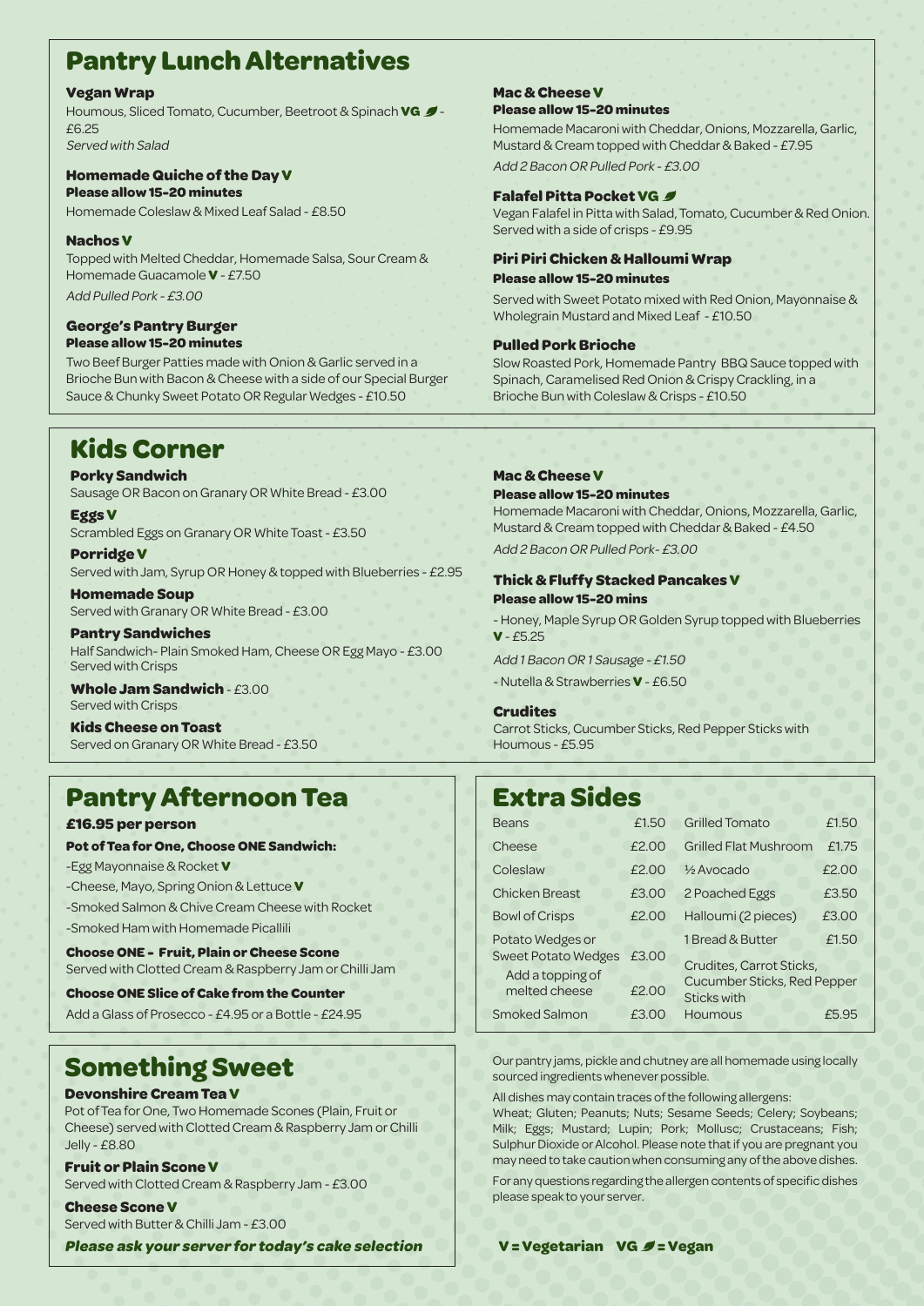## Pantry Lunch Alternatives

### Vegan Wrap
Houmous, Sliced Tomato, Cucumber, Beetroot & Spinach **VG** - £6.25
*Served with Salad*

### Homemade Quiche of the Day V
**Please allow 15-20 minutes**
Homemade Coleslaw & Mixed Leaf Salad - £8.50

### Nachos V
Topped with Melted Cheddar, Homemade Salsa, Sour Cream & Homemade Guacamole **V** - £7.50
*Add Pulled Pork - £3.00*

### George's Pantry Burger
**Please allow 15-20 minutes**
Two Beef Burger Patties made with Onion & Garlic served in a Brioche Bun with Bacon & Cheese with a side of our Special Burger Sauce & Chunky Sweet Potato OR Regular Wedges - £10.50

### Mac & Cheese V
**Please allow 15-20 minutes**
Homemade Macaroni with Cheddar, Onions, Mozzarella, Garlic, Mustard & Cream topped with Cheddar & Baked - £7.95
*Add 2 Bacon OR Pulled Pork - £3.00*

### Falafel Pitta Pocket VG
Vegan Falafel in Pitta with Salad, Tomato, Cucumber & Red Onion. Served with a side of crisps - £9.95

### Piri Piri Chicken & Halloumi Wrap
**Please allow 15-20 minutes**
Served with Sweet Potato mixed with Red Onion, Mayonnaise & Wholegrain Mustard and Mixed Leaf - £10.50

### Pulled Pork Brioche
Slow Roasted Pork, Homemade Pantry BBQ Sauce topped with Spinach, Caramelised Red Onion & Crispy Crackling, in a Brioche Bun with Coleslaw & Crisps - £10.50

## Kids Corner

**Porky Sandwich**
Sausage OR Bacon on Granary OR White Bread - £3.00

**Eggs V**
Scrambled Eggs on Granary OR White Toast - £3.50

**Porridge V**
Served with Jam, Syrup OR Honey & topped with Blueberries - £2.95

**Homemade Soup**
Served with Granary OR White Bread - £3.00

**Pantry Sandwiches**
Half Sandwich- Plain Smoked Ham, Cheese OR Egg Mayo - £3.00
Served with Crisps

**Whole Jam Sandwich** - £3.00
Served with Crisps

**Kids Cheese on Toast**
Served on Granary OR White Bread - £3.50

**Mac & Cheese V**
**Please allow 15-20 minutes**
Homemade Macaroni with Cheddar, Onions, Mozzarella, Garlic, Mustard & Cream topped with Cheddar & Baked - £4.50
*Add 2 Bacon OR Pulled Pork- £3.00*

**Thick & Fluffy Stacked Pancakes V**
**Please allow 15-20 mins**
- Honey, Maple Syrup OR Golden Syrup topped with Blueberries **V** - £5.25

*Add 1 Bacon OR 1 Sausage - £1.50*

- Nutella & Strawberries **V** - £6.50

**Crudites**
Carrot Sticks, Cucumber Sticks, Red Pepper Sticks with Houmous - £5.95

## Pantry Afternoon Tea

**£16.95 per person**

**Pot of Tea for One, Choose ONE Sandwich:**
- Egg Mayonnaise & Rocket **V**
- Cheese, Mayo, Spring Onion & Lettuce **V**
- Smoked Salmon & Chive Cream Cheese with Rocket
- Smoked Ham with Homemade Picallili

**Choose ONE - Fruit, Plain or Cheese Scone**
Served with Clotted Cream & Raspberry Jam or Chilli Jam

**Choose ONE Slice of Cake from the Counter**
Add a Glass of Prosecco - £4.95 or a Bottle - £24.95

## Extra Sides

| | | | |
|---|---|---|---|
| Beans | £1.50 | Grilled Tomato | £1.50 |
| Cheese | £2.00 | Grilled Flat Mushroom | £1.75 |
| Coleslaw | £2.00 | ½ Avocado | £2.00 |
| Chicken Breast | £3.00 | 2 Poached Eggs | £3.50 |
| Bowl of Crisps | £2.00 | Halloumi (2 pieces) | £3.00 |
| Potato Wedges or Sweet Potato Wedges | £3.00 | 1 Bread & Butter | £1.50 |
| Add a topping of melted cheese | £2.00 | Crudites, Carrot Sticks, Cucumber Sticks, Red Pepper Sticks with Houmous | £5.95 |
| Smoked Salmon | £3.00 | | |

## Something Sweet

**Devonshire Cream Tea V**
Pot of Tea for One, Two Homemade Scones (Plain, Fruit or Cheese) served with Clotted Cream & Raspberry Jam or Chilli Jelly - £8.80

**Fruit or Plain Scone V**
Served with Clotted Cream & Raspberry Jam - £3.00

**Cheese Scone V**
Served with Butter & Chilli Jam - £3.00

***Please ask your server for today's cake selection***

Our pantry jams, pickle and chutney are all homemade using locally sourced ingredients whenever possible.

All dishes may contain traces of the following allergens:
Wheat; Gluten; Peanuts; Nuts; Sesame Seeds; Celery; Soybeans; Milk; Eggs; Mustard; Lupin; Pork; Mollusc; Crustaceans; Fish; Sulphur Dioxide or Alcohol. Please note that if you are pregnant you may need to take caution when consuming any of the above dishes.

For any questions regarding the allergen contents of specific dishes please speak to your server.

**V = Vegetarian VG = Vegan**